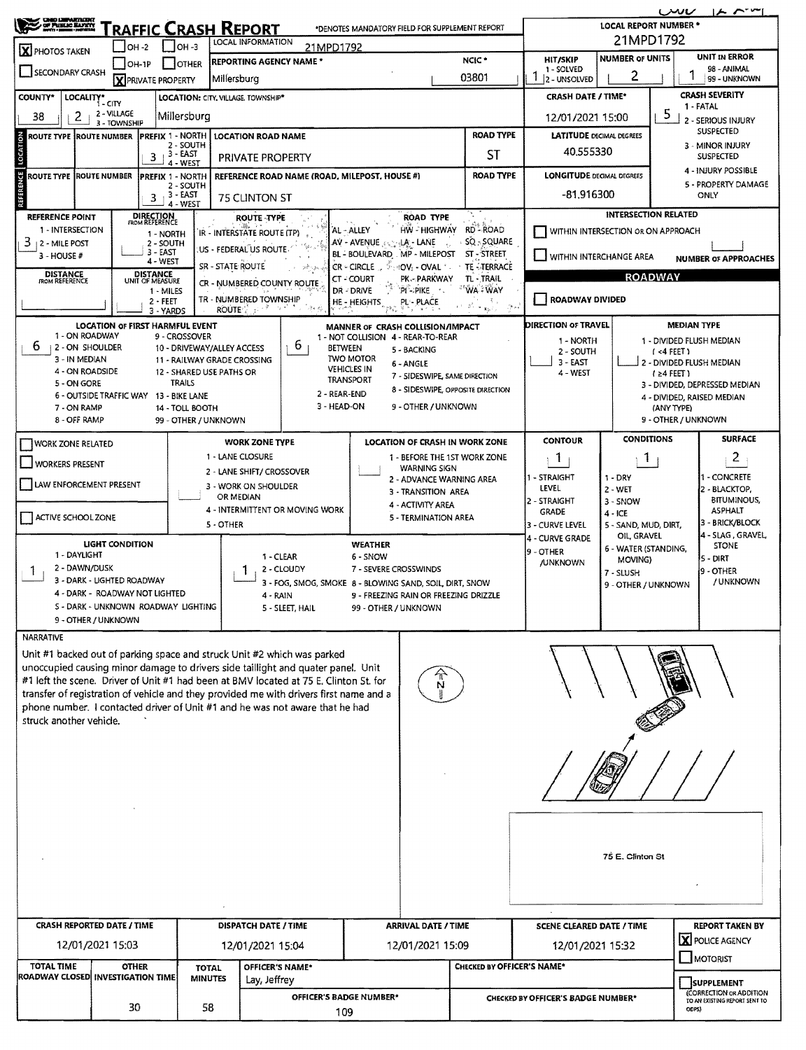# TRAFFIC CRASH REPORT

*DENOTES MANDATORY FIELD FOR SUPPLEMENT REPORT

**LOCAL REPORT NUMBER *** 21MPD1792

| Field | Value |
|---|---|
| PHOTOS TAKEN | X |
| OH-2 / OH-3 / OH-1P / OTHER | |
| SECONDARY CRASH | |
| PRIVATE PROPERTY | X |
| LOCAL INFORMATION | 21MPD1792 |
| REPORTING AGENCY NAME * | Millersburg |
| NCIC * | 03801 |
| HIT/SKIP (1 - SOLVED, 2 - UNSOLVED) | 1 |
| NUMBER OF UNITS | 2 |
| UNIT IN ERROR (98 - ANIMAL, 99 - UNKNOWN) | 1 |
| COUNTY* | 38 |
| LOCALITY* (1 - CITY, 2 - VILLAGE, 3 - TOWNSHIP) | 2 |
| LOCATION: CITY, VILLAGE, TOWNSHIP* | Millersburg |
| CRASH DATE / TIME* | 12/01/2021 15:00 |
| CRASH SEVERITY (1 - FATAL, 2 - SERIOUS INJURY SUSPECTED, 3 - MINOR INJURY SUSPECTED, 4 - INJURY POSSIBLE, 5 - PROPERTY DAMAGE ONLY) | 5 |

## LOCATION

| ROUTE TYPE | ROUTE NUMBER | PREFIX (1 - NORTH, 2 - SOUTH, 3 - EAST, 4 - WEST) | LOCATION ROAD NAME | ROAD TYPE | LATITUDE DECIMAL DEGREES |
|---|---|---|---|---|---|
| | | 3 | PRIVATE PROPERTY | ST | 40.555330 |

## REFERENCE

| ROUTE TYPE | ROUTE NUMBER | PREFIX (1 - NORTH, 2 - SOUTH, 3 - EAST, 4 - WEST) | REFERENCE ROAD NAME (ROAD, MILEPOST, HOUSE #) | ROAD TYPE | LONGITUDE DECIMAL DEGREES |
|---|---|---|---|---|---|
| | | 3 | 75 CLINTON ST | | -81.916300 |

REFERENCE POINT (1 - INTERSECTION, 2 - MILE POST, 3 - HOUSE #): 3

DIRECTION FROM REFERENCE: 1 - NORTH, 2 - SOUTH, 3 - EAST, 4 - WEST

DISTANCE FROM REFERENCE:

DISTANCE UNIT OF MEASURE: 1 - MILES, 2 - FEET, 3 - YARDS

ROUTE TYPE: IR - INTERSTATE ROUTE (TP), US - FEDERAL US ROUTE, SR - STATE ROUTE, CR - NUMBERED COUNTY ROUTE, TR - NUMBERED TOWNSHIP ROUTE

ROAD TYPE: AL - ALLEY, AV - AVENUE, BL - BOULEVARD, CR - CIRCLE, CT - COURT, DR - DRIVE, HE - HEIGHTS, HW - HIGHWAY, LA - LANE, MP - MILEPOST, OV - OVAL, PK - PARKWAY, PI - PIKE, PL - PLACE, RD - ROAD, SQ - SQUARE, ST - STREET, TE - TERRACE, TL - TRAIL, WA - WAY

### INTERSECTION RELATED

- WITHIN INTERSECTION OR ON APPROACH: ☐
- WITHIN INTERCHANGE AREA: ☐
- NUMBER OF APPROACHES:

### ROADWAY

- ROADWAY DIVIDED: ☐

LOCATION OF FIRST HARMFUL EVENT: 6
(1 - ON ROADWAY, 2 - ON SHOULDER, 3 - IN MEDIAN, 4 - ON ROADSIDE, 5 - ON GORE, 6 - OUTSIDE TRAFFIC WAY, 7 - ON RAMP, 8 - OFF RAMP, 9 - CROSSOVER, 10 - DRIVEWAY/ALLEY ACCESS, 11 - RAILWAY GRADE CROSSING, 12 - SHARED USE PATHS OR TRAILS, 13 - BIKE LANE, 14 - TOLL BOOTH, 99 - OTHER / UNKNOWN)

MANNER OF CRASH COLLISION/IMPACT: 6
(1 - NOT COLLISION BETWEEN TWO MOTOR VEHICLES IN TRANSPORT, 2 - REAR-END, 3 - HEAD-ON, 4 - REAR-TO-REAR, 5 - BACKING, 6 - ANGLE, 7 - SIDESWIPE, SAME DIRECTION, 8 - SIDESWIPE, OPPOSITE DIRECTION, 9 - OTHER / UNKNOWN)

DIRECTION OF TRAVEL: (1 - NORTH, 2 - SOUTH, 3 - EAST, 4 - WEST)

MEDIAN TYPE: (1 - DIVIDED FLUSH MEDIAN (<4 FEET), 2 - DIVIDED FLUSH MEDIAN (≥4 FEET), 3 - DIVIDED, DEPRESSED MEDIAN, 4 - DIVIDED, RAISED MEDIAN (ANY TYPE), 9 - OTHER / UNKNOWN)

- WORK ZONE RELATED: ☐
- WORKERS PRESENT: ☐
- LAW ENFORCEMENT PRESENT: ☐
- ACTIVE SCHOOL ZONE: ☐

WORK ZONE TYPE: (1 - LANE CLOSURE, 2 - LANE SHIFT/ CROSSOVER, 3 - WORK ON SHOULDER OR MEDIAN, 4 - INTERMITTENT OR MOVING WORK, 5 - OTHER)

LOCATION OF CRASH IN WORK ZONE: (1 - BEFORE THE 1ST WORK ZONE WARNING SIGN, 2 - ADVANCE WARNING AREA, 3 - TRANSITION AREA, 4 - ACTIVITY AREA, 5 - TERMINATION AREA)

CONTOUR: 1 (1 - STRAIGHT LEVEL, 2 - STRAIGHT GRADE, 3 - CURVE LEVEL, 4 - CURVE GRADE, 9 - OTHER /UNKNOWN)

CONDITIONS: 1 (1 - DRY, 2 - WET, 3 - SNOW, 4 - ICE, 5 - SAND, MUD, DIRT, OIL, GRAVEL, 6 - WATER (STANDING, MOVING), 7 - SLUSH, 9 - OTHER / UNKNOWN)

SURFACE: 2 (1 - CONCRETE, 2 - BLACKTOP, BITUMINOUS, ASPHALT, 3 - BRICK/BLOCK, 4 - SLAG, GRAVEL, STONE, 5 - DIRT, 9 - OTHER / UNKNOWN)

LIGHT CONDITION: 1 (1 - DAYLIGHT, 2 - DAWN/DUSK, 3 - DARK - LIGHTED ROADWAY, 4 - DARK - ROADWAY NOT LIGHTED, 5 - DARK - UNKNOWN ROADWAY LIGHTING, 9 - OTHER / UNKNOWN)

WEATHER: 1 (1 - CLEAR, 2 - CLOUDY, 3 - FOG, SMOG, SMOKE, 4 - RAIN, 5 - SLEET, HAIL, 6 - SNOW, 7 - SEVERE CROSSWINDS, 8 - BLOWING SAND, SOIL, DIRT, SNOW, 9 - FREEZING RAIN OR FREEZING DRIZZLE, 99 - OTHER / UNKNOWN)

## NARRATIVE

Unit #1 backed out of parking space and struck Unit #2 which was parked unoccupied causing minor damage to drivers side taillight and quater panel. Unit #1 left the scene. Driver of Unit #1 had been at BMV located at 75 E. Clinton St. for transfer of registration of vehicle and they provided me with drivers first name and a phone number. I contacted driver of Unit #1 and he was not aware that he had struck another vehicle.

N

75 E. Clinton St

| CRASH REPORTED DATE / TIME | DISPATCH DATE / TIME | ARRIVAL DATE / TIME | SCENE CLEARED DATE / TIME | REPORT TAKEN BY |
|---|---|---|---|---|
| 12/01/2021 15:03 | 12/01/2021 15:04 | 12/01/2021 15:09 | 12/01/2021 15:32 | X POLICE AGENCY ☐ MOTORIST |

| TOTAL TIME ROADWAY CLOSED | OTHER INVESTIGATION TIME | TOTAL MINUTES | OFFICER'S NAME* | OFFICER'S BADGE NUMBER* | CHECKED BY OFFICER'S NAME* | CHECKED BY OFFICER'S BADGE NUMBER* | SUPPLEMENT (CORRECTION OR ADDITION TO AN EXISTING REPORT SENT TO ODPS) |
|---|---|---|---|---|---|---|---|
| | 30 | 58 | Lay, Jeffrey | 109 | | | ☐ |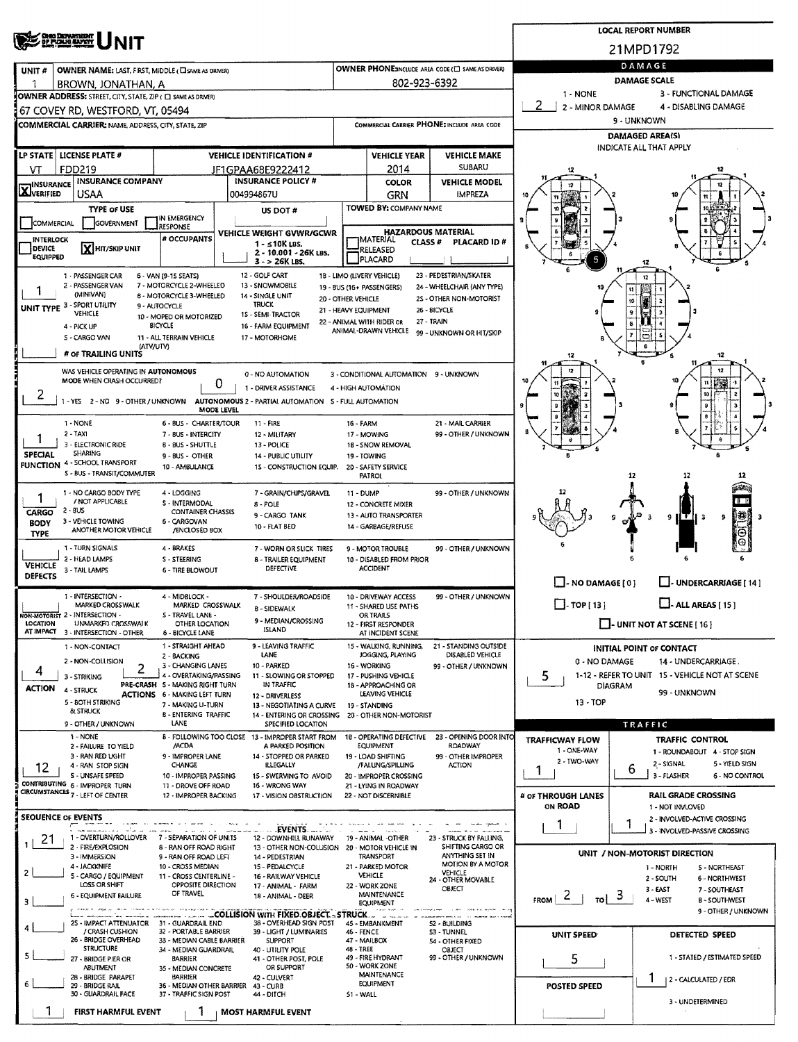# UNIT

**LOCAL REPORT NUMBER:** 21MPD1792

| UNIT # | OWNER NAME: LAST, FIRST, MIDDLE ( ☐ SAME AS DRIVER) | OWNER PHONE: INCLUDE AREA CODE ( ☐ SAME AS DRIVER) |
|---|---|---|
| 1 | BROWN, JONATHAN, A | 802-923-6392 |

**OWNER ADDRESS:** STREET, CITY, STATE, ZIP ( ☐ SAME AS DRIVER)
67 COVEY RD, WESTFORD, VT, 05494

**COMMERCIAL CARRIER:** NAME, ADDRESS, CITY, STATE, ZIP — **COMMERCIAL CARRIER PHONE:** INCLUDE AREA CODE

| LP STATE | LICENSE PLATE # | VEHICLE IDENTIFICATION # | VEHICLE YEAR | VEHICLE MAKE |
|---|---|---|---|---|
| VT | FDD219 | JF1GPAA68E9222412 | 2014 | SUBARU |

| INSURANCE VERIFIED | INSURANCE COMPANY | INSURANCE POLICY # | COLOR | VEHICLE MODEL |
|---|---|---|---|---|
| X | USAA | 004994867U | GRN | IMPREZA |

**TYPE OF USE:** ☐ COMMERCIAL ☐ GOVERNMENT ☐ IN EMERGENCY RESPONSE
**US DOT #:**
**TOWED BY:** COMPANY NAME

**INTERLOCK DEVICE EQUIPPED** ☐ — **X HIT/SKIP UNIT** — **# OCCUPANTS:**

**VEHICLE WEIGHT GVWR/GCWR:** 1 - ≤10K LBS. 2 - 10.001 - 26K LBS. 3 - > 26K LBS.

**HAZARDOUS MATERIAL:** ☐ MATERIAL CLASS # ☐ RELEASED ☐ PLACARD — PLACARD ID #

**UNIT TYPE: 1**
1 - PASSENGER CAR, 2 - PASSENGER VAN (MINIVAN), 3 - SPORT UTILITY VEHICLE, 4 - PICK UP, 5 - CARGO VAN, 6 - VAN (9-15 SEATS), 7 - MOTORCYCLE 2-WHEELED, 8 - MOTORCYCLE 3-WHEELED, 9 - AUTOCYCLE, 10 - MOPED OR MOTORIZED BICYCLE, 11 - ALL TERRAIN VEHICLE (ATV/UTV), 12 - GOLF CART, 13 - SNOWMOBILE, 14 - SINGLE UNIT TRUCK, 15 - SEMI-TRACTOR, 16 - FARM EQUIPMENT, 17 - MOTORHOME, 18 - LIMO (LIVERY VEHICLE), 19 - BUS (16+ PASSENGERS), 20 - OTHER VEHICLE, 21 - HEAVY EQUIPMENT, 22 - ANIMAL WITH RIDER OR ANIMAL-DRAWN VEHICLE, 23 - PEDESTRIAN/SKATER, 24 - WHEELCHAIR (ANY TYPE), 25 - OTHER NON-MOTORIST, 26 - BICYCLE, 27 - TRAIN, 99 - UNKNOWN OR HIT/SKIP

**# OF TRAILING UNITS:**

**WAS VEHICLE OPERATING IN AUTONOMOUS MODE WHEN CRASH OCCURRED? 2**
1 - YES 2 - NO 9 - OTHER / UNKNOWN

**AUTONOMOUS MODE LEVEL: 0**
0 - NO AUTOMATION, 1 - DRIVER ASSISTANCE, 2 - PARTIAL AUTOMATION, 3 - CONDITIONAL AUTOMATION, 4 - HIGH AUTOMATION, 5 - FULL AUTOMATION, 9 - UNKNOWN

**SPECIAL FUNCTION: 1**
1 - NONE, 2 - TAXI, 3 - ELECTRONIC RIDE SHARING, 4 - SCHOOL TRANSPORT, 5 - BUS - TRANSIT/COMMUTER, 6 - BUS - CHARTER/TOUR, 7 - BUS - INTERCITY, 8 - BUS - SHUTTLE, 9 - BUS - OTHER, 10 - AMBULANCE, 11 - FIRE, 12 - MILITARY, 13 - POLICE, 14 - PUBLIC UTILITY, 15 - CONSTRUCTION EQUIP., 16 - FARM, 17 - MOWING, 18 - SNOW REMOVAL, 19 - TOWING, 20 - SAFETY SERVICE PATROL, 21 - MAIL CARRIER, 99 - OTHER / UNKNOWN

**CARGO BODY TYPE: 1**
1 - NO CARGO BODY TYPE / NOT APPLICABLE, 2 - BUS, 3 - VEHICLE TOWING ANOTHER MOTOR VEHICLE, 4 - LOGGING, 5 - INTERMODAL CONTAINER CHASSIS, 6 - CARGOVAN /ENCLOSED BOX, 7 - GRAIN/CHIPS/GRAVEL, 8 - POLE, 9 - CARGO TANK, 10 - FLAT BED, 11 - DUMP, 12 - CONCRETE MIXER, 13 - AUTO TRANSPORTER, 14 - GARBAGE/REFUSE, 99 - OTHER / UNKNOWN

**VEHICLE DEFECTS:**
1 - TURN SIGNALS, 2 - HEAD LAMPS, 3 - TAIL LAMPS, 4 - BRAKES, 5 - STEERING, 6 - TIRE BLOWOUT, 7 - WORN OR SLICK TIRES, 8 - TRAILER EQUIPMENT DEFECTIVE, 9 - MOTOR TROUBLE, 10 - DISABLED FROM PRIOR ACCIDENT, 99 - OTHER / UNKNOWN

**NON-MOTORIST LOCATION AT IMPACT:**
1 - INTERSECTION - MARKED CROSSWALK, 2 - INTERSECTION - UNMARKED CROSSWALK, 3 - INTERSECTION - OTHER, 4 - MIDBLOCK - MARKED CROSSWALK, 5 - TRAVEL LANE - OTHER LOCATION, 6 - BICYCLE LANE, 7 - SHOULDER/ROADSIDE, 8 - SIDEWALK, 9 - MEDIAN/CROSSING ISLAND, 10 - DRIVEWAY ACCESS, 11 - SHARED USE PATHS OR TRAILS, 12 - FIRST RESPONDER AT INCIDENT SCENE, 99 - OTHER / UNKNOWN

**ACTION: 4**
1 - NON-CONTACT, 2 - NON-COLLISION, 3 - STRIKING, 4 - STRUCK, 5 - BOTH STRIKING & STRUCK, 9 - OTHER / UNKNOWN

**PRE-CRASH ACTIONS: 2**
1 - STRAIGHT AHEAD, 2 - BACKING, 3 - CHANGING LANES, 4 - OVERTAKING/PASSING, 5 - MAKING RIGHT TURN, 6 - MAKING LEFT TURN, 7 - MAKING U-TURN, 8 - ENTERING TRAFFIC LANE, 9 - LEAVING TRAFFIC LANE, 10 - PARKED, 11 - SLOWING OR STOPPED IN TRAFFIC, 12 - DRIVERLESS, 13 - NEGOTIATING A CURVE, 14 - ENTERING OR CROSSING SPECIFIED LOCATION, 15 - WALKING, RUNNING, JOGGING, PLAYING, 16 - WORKING, 17 - PUSHING VEHICLE, 18 - APPROACHING OR LEAVING VEHICLE, 19 - STANDING, 20 - OTHER NON-MOTORIST, 21 - STANDING OUTSIDE DISABLED VEHICLE, 99 - OTHER / UNKNOWN

**CONTRIBUTING CIRCUMSTANCES: 12**
1 - NONE, 2 - FAILURE TO YIELD, 3 - RAN RED LIGHT, 4 - RAN STOP SIGN, 5 - UNSAFE SPEED, 6 - IMPROPER TURN, 7 - LEFT OF CENTER, 8 - FOLLOWING TOO CLOSE /ACDA, 9 - IMPROPER LANE CHANGE, 10 - IMPROPER PASSING, 11 - DROVE OFF ROAD, 12 - IMPROPER BACKING, 13 - IMPROPER START FROM A PARKED POSITION, 14 - STOPPED OR PARKED ILLEGALLY, 15 - SWERVING TO AVOID, 16 - WRONG WAY, 17 - VISION OBSTRUCTION, 18 - OPERATING DEFECTIVE EQUIPMENT, 19 - LOAD SHIFTING /FALLING/SPILLING, 20 - IMPROPER CROSSING, 21 - LYING IN ROADWAY, 22 - NOT DISCERNIBLE, 23 - OPENING DOOR INTO ROADWAY, 99 - OTHER IMPROPER ACTION

**SEQUENCE OF EVENTS**

1: 21
2:
3:
4:
5:
6:

**EVENTS:**
1 - OVERTURN/ROLLOVER, 2 - FIRE/EXPLOSION, 3 - IMMERSION, 4 - JACKKNIFE, 5 - CARGO / EQUIPMENT LOSS OR SHIFT, 6 - EQUIPMENT FAILURE, 7 - SEPARATION OF UNITS, 8 - RAN OFF ROAD RIGHT, 9 - RAN OFF ROAD LEFT, 10 - CROSS MEDIAN, 11 - CROSS CENTERLINE - OPPOSITE DIRECTION OF TRAVEL, 12 - DOWNHILL RUNAWAY, 13 - OTHER NON-COLLISION, 14 - PEDESTRIAN, 15 - PEDALCYCLE, 16 - RAILWAY VEHICLE, 17 - ANIMAL - FARM, 18 - ANIMAL - DEER, 19 - ANIMAL -OTHER, 20 - MOTOR VEHICLE IN TRANSPORT, 21 - PARKED MOTOR VEHICLE, 22 - WORK ZONE MAINTENANCE EQUIPMENT, 23 - STRUCK BY FALLING, SHIFTING CARGO OR ANYTHING SET IN MOTION BY A MOTOR VEHICLE, 24 - OTHER MOVABLE OBJECT

**COLLISION WITH FIXED OBJECT - STRUCK:**
25 - IMPACT ATTENUATOR / CRASH CUSHION, 26 - BRIDGE OVERHEAD STRUCTURE, 27 - BRIDGE PIER OR ABUTMENT, 28 - BRIDGE PARAPET, 29 - BRIDGE RAIL, 30 - GUARDRAIL FACE, 31 - GUARDRAIL END, 32 - PORTABLE BARRIER, 33 - MEDIAN CABLE BARRIER, 34 - MEDIAN GUARDRAIL BARRIER, 35 - MEDIAN CONCRETE BARRIER, 36 - MEDIAN OTHER BARRIER, 37 - TRAFFIC SIGN POST, 38 - OVERHEAD SIGN POST, 39 - LIGHT / LUMINARIES SUPPORT, 40 - UTILITY POLE, 41 - OTHER POST, POLE OR SUPPORT, 42 - CULVERT, 43 - CURB, 44 - DITCH, 45 - EMBANKMENT, 46 - FENCE, 47 - MAILBOX, 48 - TREE, 49 - FIRE HYDRANT, 50 - WORK ZONE MAINTENANCE EQUIPMENT, 51 - WALL, 52 - BUILDING, 53 - TUNNEL, 54 - OTHER FIXED OBJECT, 99 - OTHER / UNKNOWN

**FIRST HARMFUL EVENT:** 1 — **MOST HARMFUL EVENT:** 1

## DAMAGE

**DAMAGE SCALE: 2**
1 - NONE, 2 - MINOR DAMAGE, 3 - FUNCTIONAL DAMAGE, 4 - DISABLING DAMAGE, 9 - UNKNOWN

**DAMAGED AREA(S)** — INDICATE ALL THAT APPLY: 5

☐ - NO DAMAGE [ 0 ] ☐ - UNDERCARRIAGE [ 14 ] ☐ - TOP [ 13 ] ☐ - ALL AREAS [ 15 ] ☐ - UNIT NOT AT SCENE [ 16 ]

**INITIAL POINT OF CONTACT: 5**
0 - NO DAMAGE, 1-12 - REFER TO UNIT DIAGRAM, 13 - TOP, 14 - UNDERCARRIAGE, 15 - VEHICLE NOT AT SCENE, 99 - UNKNOWN

## TRAFFIC

**TRAFFICWAY FLOW: 1**
1 - ONE-WAY, 2 - TWO-WAY

**TRAFFIC CONTROL: 6**
1 - ROUNDABOUT, 2 - SIGNAL, 3 - FLASHER, 4 - STOP SIGN, 5 - YIELD SIGN, 6 - NO CONTROL

**# OF THROUGH LANES ON ROAD:** 1

**RAIL GRADE CROSSING: 1**
1 - NOT INVLOVED, 2 - INVOLVED-ACTIVE CROSSING, 3 - INVOLVED-PASSIVE CROSSING

**UNIT / NON-MOTORIST DIRECTION:** FROM 2 TO 3
1 - NORTH, 2 - SOUTH, 3 - EAST, 4 - WEST, 5 - NORTHEAST, 6 - NORTHWEST, 7 - SOUTHEAST, 8 - SOUTHWEST, 9 - OTHER / UNKNOWN

**UNIT SPEED:** 5

**POSTED SPEED:**

**DETECTED SPEED: 1**
1 - STATED / ESTIMATED SPEED, 2 - CALCULATED / EDR, 3 - UNDETERMINED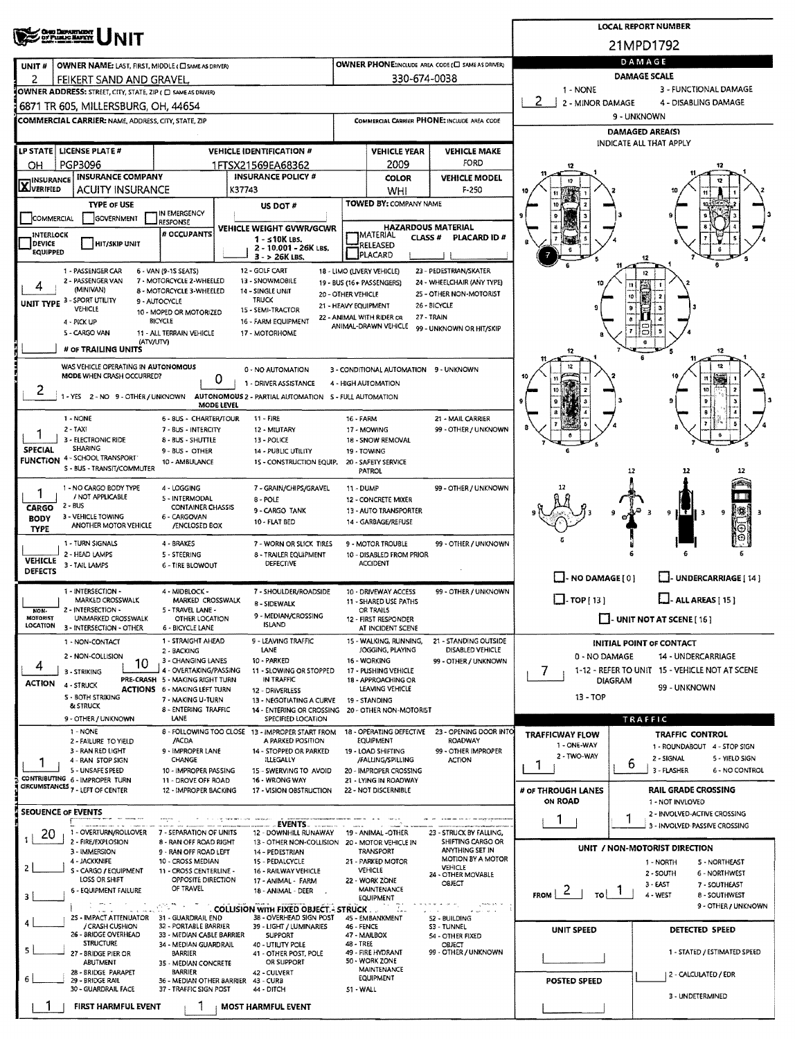# Ohio Department of Public Safety — UNIT

**LOCAL REPORT NUMBER:** 21MPD1792

| UNIT # | OWNER NAME: LAST, FIRST, MIDDLE (☐ SAME AS DRIVER) | OWNER PHONE: INCLUDE AREA CODE (☐ SAME AS DRIVER) |
|---|---|---|
| 2 | FEIKERT SAND AND GRAVEL | 330-674-0038 |

**OWNER ADDRESS:** STREET, CITY, STATE, ZIP (☐ SAME AS DRIVER)
6871 TR 605, MILLERSBURG, OH, 44654

**COMMERCIAL CARRIER:** NAME, ADDRESS, CITY, STATE, ZIP

**COMMERCIAL CARRIER PHONE:** INCLUDE AREA CODE

## DAMAGE

**DAMAGE SCALE:** 2
1 - NONE; 2 - MINOR DAMAGE; 3 - FUNCTIONAL DAMAGE; 4 - DISABLING DAMAGE; 9 - UNKNOWN

**DAMAGED AREA(S)** — INDICATE ALL THAT APPLY: 7

| LP STATE | LICENSE PLATE # | VEHICLE IDENTIFICATION # | VEHICLE YEAR | VEHICLE MAKE |
|---|---|---|---|---|
| OH | PGP3096 | 1FTSX21569EA68362 | 2009 | FORD |

| INSURANCE | INSURANCE COMPANY | INSURANCE POLICY # | COLOR | VEHICLE MODEL |
|---|---|---|---|---|
| ☒ VERIFIED | ACUITY INSURANCE | K37743 | WHI | F-250 |

**TYPE OF USE:** ☐ COMMERCIAL ☐ GOVERNMENT ☐ IN EMERGENCY RESPONSE

**US DOT #:**

**TOWED BY:** COMPANY NAME

☐ INTERLOCK DEVICE EQUIPPED ☐ HIT/SKIP UNIT

**# OCCUPANTS:**

**VEHICLE WEIGHT GVWR/GCWR:** 1 - ≤10K LBS.; 2 - 10,001 - 26K LBS.; 3 - > 26K LBS.

**HAZARDOUS MATERIAL:** ☐ MATERIAL RELEASED ☐ PLACARD; CLASS #; PLACARD ID #

**UNIT TYPE:** 4
1 - PASSENGER CAR; 2 - PASSENGER VAN (MINIVAN); 3 - SPORT UTILITY VEHICLE; 4 - PICK UP; 5 - CARGO VAN; 6 - VAN (9-15 SEATS); 7 - MOTORCYCLE 2-WHEELED; 8 - MOTORCYCLE 3-WHEELED; 9 - AUTOCYCLE; 10 - MOPED OR MOTORIZED BICYCLE; 11 - ALL TERRAIN VEHICLE (ATV/UTV); 12 - GOLF CART; 13 - SNOWMOBILE; 14 - SINGLE UNIT TRUCK; 15 - SEMI-TRACTOR; 16 - FARM EQUIPMENT; 17 - MOTORHOME; 18 - LIMO (LIVERY VEHICLE); 19 - BUS (16+ PASSENGERS); 20 - OTHER VEHICLE; 21 - HEAVY EQUIPMENT; 22 - ANIMAL WITH RIDER OR ANIMAL-DRAWN VEHICLE; 23 - PEDESTRIAN/SKATER; 24 - WHEELCHAIR (ANY TYPE); 25 - OTHER NON-MOTORIST; 26 - BICYCLE; 27 - TRAIN; 99 - UNKNOWN OR HIT/SKIP

**# OF TRAILING UNITS:**

**WAS VEHICLE OPERATING IN AUTONOMOUS MODE WHEN CRASH OCCURRED?** 2
1 - YES; 2 - NO; 9 - OTHER / UNKNOWN

**AUTONOMOUS MODE LEVEL:** 0
0 - NO AUTOMATION; 1 - DRIVER ASSISTANCE; 2 - PARTIAL AUTOMATION; 3 - CONDITIONAL AUTOMATION; 4 - HIGH AUTOMATION; 5 - FULL AUTOMATION; 9 - UNKNOWN

**SPECIAL FUNCTION:** 1
1 - NONE; 2 - TAXI; 3 - ELECTRONIC RIDE SHARING; 4 - SCHOOL TRANSPORT; 5 - BUS - TRANSIT/COMMUTER; 6 - BUS - CHARTER/TOUR; 7 - BUS - INTERCITY; 8 - BUS - SHUTTLE; 9 - BUS - OTHER; 10 - AMBULANCE; 11 - FIRE; 12 - MILITARY; 13 - POLICE; 14 - PUBLIC UTILITY; 15 - CONSTRUCTION EQUIP.; 16 - FARM; 17 - MOWING; 18 - SNOW REMOVAL; 19 - TOWING; 20 - SAFETY SERVICE PATROL; 21 - MAIL CARRIER; 99 - OTHER / UNKNOWN

**CARGO BODY TYPE:** 1
1 - NO CARGO BODY TYPE / NOT APPLICABLE; 2 - BUS; 3 - VEHICLE TOWING ANOTHER MOTOR VEHICLE; 4 - LOGGING; 5 - INTERMODAL CONTAINER CHASSIS; 6 - CARGOVAN /ENCLOSED BOX; 7 - GRAIN/CHIPS/GRAVEL; 8 - POLE; 9 - CARGO TANK; 10 - FLAT BED; 11 - DUMP; 12 - CONCRETE MIXER; 13 - AUTO TRANSPORTER; 14 - GARBAGE/REFUSE; 99 - OTHER / UNKNOWN

**VEHICLE DEFECTS:**
1 - TURN SIGNALS; 2 - HEAD LAMPS; 3 - TAIL LAMPS; 4 - BRAKES; 5 - STEERING; 6 - TIRE BLOWOUT; 7 - WORN OR SLICK TIRES; 8 - TRAILER EQUIPMENT DEFECTIVE; 9 - MOTOR TROUBLE; 10 - DISABLED FROM PRIOR ACCIDENT; 99 - OTHER / UNKNOWN

☐ - NO DAMAGE [0] ☐ - UNDERCARRIAGE [14] ☐ - TOP [13] ☐ - ALL AREAS [15] ☐ - UNIT NOT AT SCENE [16]

**NON-MOTORIST LOCATION:**
1 - INTERSECTION - MARKED CROSSWALK; 2 - INTERSECTION - UNMARKED CROSSWALK; 3 - INTERSECTION - OTHER; 4 - MIDBLOCK - MARKED CROSSWALK; 5 - TRAVEL LANE - OTHER LOCATION; 6 - BICYCLE LANE; 7 - SHOULDER/ROADSIDE; 8 - SIDEWALK; 9 - MEDIAN/CROSSING ISLAND; 10 - DRIVEWAY ACCESS; 11 - SHARED USE PATHS OR TRAILS; 12 - FIRST RESPONDER AT INCIDENT SCENE; 99 - OTHER / UNKNOWN

**ACTION:** 4
1 - NON-CONTACT; 2 - NON-COLLISION; 3 - STRIKING; 4 - STRUCK; 5 - BOTH STRIKING & STRUCK; 9 - OTHER / UNKNOWN

**PRE-CRASH ACTIONS:** 10
1 - STRAIGHT AHEAD; 2 - BACKING; 3 - CHANGING LANES; 4 - OVERTAKING/PASSING; 5 - MAKING RIGHT TURN; 6 - MAKING LEFT TURN; 7 - MAKING U-TURN; 8 - ENTERING TRAFFIC LANE; 9 - LEAVING TRAFFIC LANE; 10 - PARKED; 11 - SLOWING OR STOPPED IN TRAFFIC; 12 - DRIVERLESS; 13 - NEGOTIATING A CURVE; 14 - ENTERING OR CROSSING SPECIFIED LOCATION; 15 - WALKING, RUNNING, JOGGING, PLAYING; 16 - WORKING; 17 - PUSHING VEHICLE; 18 - APPROACHING OR LEAVING VEHICLE; 19 - STANDING; 20 - OTHER NON-MOTORIST; 21 - STANDING OUTSIDE DISABLED VEHICLE; 99 - OTHER / UNKNOWN

**INITIAL POINT OF CONTACT:** 7
0 - NO DAMAGE; 1-12 - REFER TO UNIT DIAGRAM; 13 - TOP; 14 - UNDERCARRIAGE; 15 - VEHICLE NOT AT SCENE; 99 - UNKNOWN

**CONTRIBUTING CIRCUMSTANCES:** 1
1 - NONE; 2 - FAILURE TO YIELD; 3 - RAN RED LIGHT; 4 - RAN STOP SIGN; 5 - UNSAFE SPEED; 6 - IMPROPER TURN; 7 - LEFT OF CENTER; 8 - FOLLOWING TOO CLOSE /ACDA; 9 - IMPROPER LANE CHANGE; 10 - IMPROPER PASSING; 11 - DROVE OFF ROAD; 12 - IMPROPER BACKING; 13 - IMPROPER START FROM A PARKED POSITION; 14 - STOPPED OR PARKED ILLEGALLY; 15 - SWERVING TO AVOID; 16 - WRONG WAY; 17 - VISION OBSTRUCTION; 18 - OPERATING DEFECTIVE EQUIPMENT; 19 - LOAD SHIFTING /FALLING/SPILLING; 20 - IMPROPER CROSSING; 21 - LYING IN ROADWAY; 22 - NOT DISCERNIBLE; 23 - OPENING DOOR INTO ROADWAY; 99 - OTHER IMPROPER ACTION

## TRAFFIC

**TRAFFICWAY FLOW:** 1
1 - ONE-WAY; 2 - TWO-WAY

**TRAFFIC CONTROL:** 6
1 - ROUNDABOUT; 2 - SIGNAL; 3 - FLASHER; 4 - STOP SIGN; 5 - YIELD SIGN; 6 - NO CONTROL

**# OF THROUGH LANES ON ROAD:** 1

**RAIL GRADE CROSSING:** 1
1 - NOT INVOLVED; 2 - INVOLVED-ACTIVE CROSSING; 3 - INVOLVED-PASSIVE CROSSING

## SEQUENCE OF EVENTS

1. 20
2.
3.
4.
5.
6.

**EVENTS:**
1 - OVERTURN/ROLLOVER; 2 - FIRE/EXPLOSION; 3 - IMMERSION; 4 - JACKKNIFE; 5 - CARGO / EQUIPMENT LOSS OR SHIFT; 6 - EQUIPMENT FAILURE; 7 - SEPARATION OF UNITS; 8 - RAN OFF ROAD RIGHT; 9 - RAN OFF ROAD LEFT; 10 - CROSS MEDIAN; 11 - CROSS CENTERLINE - OPPOSITE DIRECTION OF TRAVEL; 12 - DOWNHILL RUNAWAY; 13 - OTHER NON-COLLISION; 14 - PEDESTRIAN; 15 - PEDALCYCLE; 16 - RAILWAY VEHICLE; 17 - ANIMAL - FARM; 18 - ANIMAL - DEER; 19 - ANIMAL -OTHER; 20 - MOTOR VEHICLE IN TRANSPORT; 21 - PARKED MOTOR VEHICLE; 22 - WORK ZONE MAINTENANCE EQUIPMENT; 23 - STRUCK BY FALLING, SHIFTING CARGO OR ANYTHING SET IN MOTION BY A MOTOR VEHICLE; 24 - OTHER MOVABLE OBJECT

**COLLISION WITH FIXED OBJECT - STRUCK:**
25 - IMPACT ATTENUATOR / CRASH CUSHION; 26 - BRIDGE OVERHEAD STRUCTURE; 27 - BRIDGE PIER OR ABUTMENT; 28 - BRIDGE PARAPET; 29 - BRIDGE RAIL; 30 - GUARDRAIL FACE; 31 - GUARDRAIL END; 32 - PORTABLE BARRIER; 33 - MEDIAN CABLE BARRIER; 34 - MEDIAN GUARDRAIL BARRIER; 35 - MEDIAN CONCRETE BARRIER; 36 - MEDIAN OTHER BARRIER; 37 - TRAFFIC SIGN POST; 38 - OVERHEAD SIGN POST; 39 - LIGHT / LUMINARIES SUPPORT; 40 - UTILITY POLE; 41 - OTHER POST, POLE OR SUPPORT; 42 - CULVERT; 43 - CURB; 44 - DITCH; 45 - EMBANKMENT; 46 - FENCE; 47 - MAILBOX; 48 - TREE; 49 - FIRE HYDRANT; 50 - WORK ZONE MAINTENANCE EQUIPMENT; 51 - WALL; 52 - BUILDING; 53 - TUNNEL; 54 - OTHER FIXED OBJECT; 99 - OTHER / UNKNOWN

**FIRST HARMFUL EVENT:** 1 **MOST HARMFUL EVENT:** 1

## UNIT / NON-MOTORIST DIRECTION

**FROM:** 2 **TO:** 1
1 - NORTH; 2 - SOUTH; 3 - EAST; 4 - WEST; 5 - NORTHEAST; 6 - NORTHWEST; 7 - SOUTHEAST; 8 - SOUTHWEST; 9 - OTHER / UNKNOWN

**UNIT SPEED:**

**POSTED SPEED:**

**DETECTED SPEED:**
1 - STATED / ESTIMATED SPEED; 2 - CALCULATED / EDR; 3 - UNDETERMINED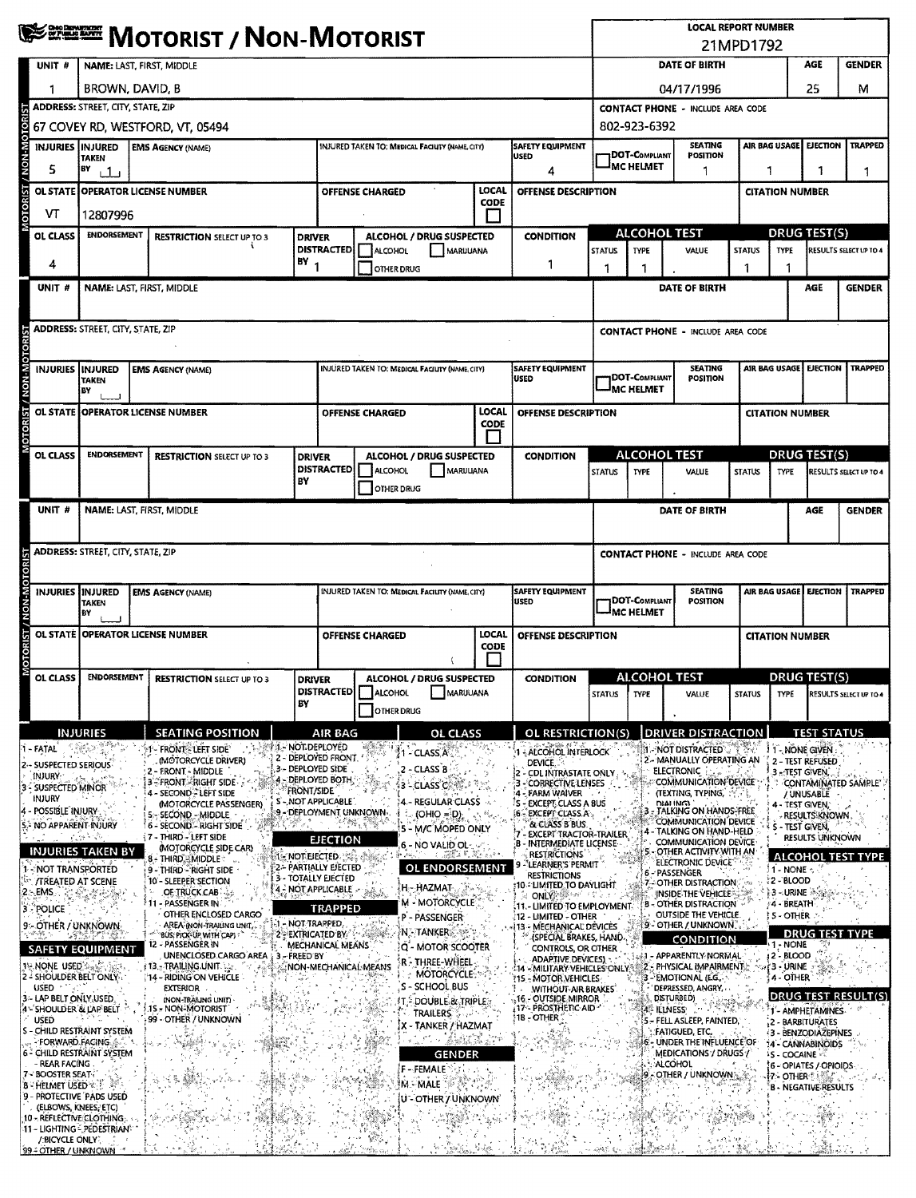# MOTORIST / NON-MOTORIST

**LOCAL REPORT NUMBER:** 21MPD1792

## Unit 1

| UNIT # | NAME: LAST, FIRST, MIDDLE | DATE OF BIRTH | AGE | GENDER |
|---|---|---|---|---|
| 1 | BROWN, DAVID, B | 04/17/1996 | 25 | M |

| ADDRESS: STREET, CITY, STATE, ZIP | CONTACT PHONE - INCLUDE AREA CODE |
|---|---|
| 67 COVEY RD, WESTFORD, VT, 05494 | 802-923-6392 |

| INJURIES | INJURED TAKEN BY | EMS AGENCY (NAME) | INJURED TAKEN TO: MEDICAL FACILITY (NAME, CITY) | SAFETY EQUIPMENT USED | DOT-COMPLIANT MC HELMET | SEATING POSITION | AIR BAG USAGE | EJECTION | TRAPPED |
|---|---|---|---|---|---|---|---|---|---|
| 5 | 1 | | | 4 | | 1 | 1 | 1 | 1 |

| OL STATE | OPERATOR LICENSE NUMBER | OFFENSE CHARGED | LOCAL CODE | OFFENSE DESCRIPTION | CITATION NUMBER |
|---|---|---|---|---|---|
| VT | 12807996 | | | | |

| OL CLASS | ENDORSEMENT | RESTRICTION SELECT UP TO 3 | DRIVER DISTRACTED BY | ALCOHOL / DRUG SUSPECTED | CONDITION | ALCOHOL TEST STATUS | ALCOHOL TEST TYPE | ALCOHOL TEST VALUE | DRUG TEST STATUS | DRUG TEST TYPE | DRUG TEST RESULTS SELECT UP TO 4 |
|---|---|---|---|---|---|---|---|---|---|---|---|
| 4 | | | 1 | ☐ ALCOHOL ☐ MARIJUANA ☐ OTHER DRUG | 1 | 1 | 1 | . | 1 | 1 | |

## Unit (blank)

| UNIT # | NAME: LAST, FIRST, MIDDLE | DATE OF BIRTH | AGE | GENDER |
|---|---|---|---|---|
| | | | | |

| ADDRESS: STREET, CITY, STATE, ZIP | CONTACT PHONE - INCLUDE AREA CODE |
|---|---|
| | |

| INJURIES | INJURED TAKEN BY | EMS AGENCY (NAME) | INJURED TAKEN TO: MEDICAL FACILITY (NAME, CITY) | SAFETY EQUIPMENT USED | DOT-COMPLIANT MC HELMET | SEATING POSITION | AIR BAG USAGE | EJECTION | TRAPPED |
|---|---|---|---|---|---|---|---|---|---|
| | | | | | | | | | |

| OL STATE | OPERATOR LICENSE NUMBER | OFFENSE CHARGED | LOCAL CODE | OFFENSE DESCRIPTION | CITATION NUMBER |
|---|---|---|---|---|---|
| | | | | | |

| OL CLASS | ENDORSEMENT | RESTRICTION SELECT UP TO 3 | DRIVER DISTRACTED BY | ALCOHOL / DRUG SUSPECTED | CONDITION | ALCOHOL TEST STATUS | ALCOHOL TEST TYPE | ALCOHOL TEST VALUE | DRUG TEST STATUS | DRUG TEST TYPE | DRUG TEST RESULTS SELECT UP TO 4 |
|---|---|---|---|---|---|---|---|---|---|---|---|
| | | | | ☐ ALCOHOL ☐ MARIJUANA ☐ OTHER DRUG | | | | . | | | |

## Unit (blank)

| UNIT # | NAME: LAST, FIRST, MIDDLE | DATE OF BIRTH | AGE | GENDER |
|---|---|---|---|---|
| | | | | |

| ADDRESS: STREET, CITY, STATE, ZIP | CONTACT PHONE - INCLUDE AREA CODE |
|---|---|
| | |

| INJURIES | INJURED TAKEN BY | EMS AGENCY (NAME) | INJURED TAKEN TO: MEDICAL FACILITY (NAME, CITY) | SAFETY EQUIPMENT USED | DOT-COMPLIANT MC HELMET | SEATING POSITION | AIR BAG USAGE | EJECTION | TRAPPED |
|---|---|---|---|---|---|---|---|---|---|
| | | | | | | | | | |

| OL STATE | OPERATOR LICENSE NUMBER | OFFENSE CHARGED | LOCAL CODE | OFFENSE DESCRIPTION | CITATION NUMBER |
|---|---|---|---|---|---|
| | | | | | |

| OL CLASS | ENDORSEMENT | RESTRICTION SELECT UP TO 3 | DRIVER DISTRACTED BY | ALCOHOL / DRUG SUSPECTED | CONDITION | ALCOHOL TEST STATUS | ALCOHOL TEST TYPE | ALCOHOL TEST VALUE | DRUG TEST STATUS | DRUG TEST TYPE | DRUG TEST RESULTS SELECT UP TO 4 |
|---|---|---|---|---|---|---|---|---|---|---|---|
| | | | | ☐ ALCOHOL ☐ MARIJUANA ☐ OTHER DRUG | | | | . | | | |

## Codes

### INJURIES
1 - FATAL
2 - SUSPECTED SERIOUS INJURY
3 - SUSPECTED MINOR INJURY
4 - POSSIBLE INJURY
5 - NO APPARENT INJURY

### INJURIES TAKEN BY
1 - NOT TRANSPORTED /TREATED AT SCENE
2 - EMS
3 - POLICE
9 - OTHER / UNKNOWN

### SAFETY EQUIPMENT
1 - NONE USED
2 - SHOULDER BELT ONLY USED
3 - LAP BELT ONLY USED
4 - SHOULDER & LAP BELT USED
5 - CHILD RESTRAINT SYSTEM - FORWARD FACING
6 - CHILD RESTRAINT SYSTEM - REAR FACING
7 - BOOSTER SEAT
8 - HELMET USED
9 - PROTECTIVE PADS USED (ELBOWS, KNEES, ETC)
10 - REFLECTIVE CLOTHING
11 - LIGHTING - PEDESTRIAN / BICYCLE ONLY
99 - OTHER / UNKNOWN

### SEATING POSITION
1 - FRONT - LEFT SIDE (MOTORCYCLE DRIVER)
2 - FRONT - MIDDLE
3 - FRONT - RIGHT SIDE
4 - SECOND - LEFT SIDE (MOTORCYCLE PASSENGER)
5 - SECOND - MIDDLE
6 - SECOND - RIGHT SIDE
7 - THIRD - LEFT SIDE (MOTORCYCLE SIDE CAR)
8 - THIRD - MIDDLE
9 - THIRD - RIGHT SIDE
10 - SLEEPER SECTION OF TRUCK CAB
11 - PASSENGER IN OTHER ENCLOSED CARGO AREA (NON-TRAILING UNIT, BUS, PICK-UP WITH CAP)
12 - PASSENGER IN UNENCLOSED CARGO AREA
13 - TRAILING UNIT
14 - RIDING ON VEHICLE EXTERIOR (NON-TRAILING UNIT)
15 - NON-MOTORIST
99 - OTHER / UNKNOWN

### AIR BAG
1 - NOT DEPLOYED
2 - DEPLOYED FRONT
3 - DEPLOYED SIDE
4 - DEPLOYED BOTH FRONT/SIDE
5 - NOT APPLICABLE
9 - DEPLOYMENT UNKNOWN

### EJECTION
1 - NOT EJECTED
2 - PARTIALLY EJECTED
3 - TOTALLY EJECTED
4 - NOT APPLICABLE

### TRAPPED
1 - NOT TRAPPED
2 - EXTRICATED BY MECHANICAL MEANS
3 - FREED BY NON-MECHANICAL MEANS

### OL CLASS
1 - CLASS A
2 - CLASS B
3 - CLASS C
4 - REGULAR CLASS (OHIO = D)
5 - M/C MOPED ONLY
6 - NO VALID OL

### OL ENDORSEMENT
H - HAZMAT
M - MOTORCYCLE
P - PASSENGER
N - TANKER
Q - MOTOR SCOOTER
R - THREE-WHEEL MOTORCYCLE
S - SCHOOL BUS
T - DOUBLE & TRIPLE TRAILERS
X - TANKER / HAZMAT

### GENDER
F - FEMALE
M - MALE
U - OTHER / UNKNOWN

### OL RESTRICTION(S)
1 - ALCOHOL INTERLOCK DEVICE
2 - CDL INTRASTATE ONLY
3 - CORRECTIVE LENSES
4 - FARM WAIVER
5 - EXCEPT CLASS A BUS
6 - EXCEPT CLASS A & CLASS B BUS
7 - EXCEPT TRACTOR-TRAILER
8 - INTERMEDIATE LICENSE RESTRICTIONS
9 - LEARNER'S PERMIT RESTRICTIONS
10 - LIMITED TO DAYLIGHT ONLY
11 - LIMITED TO EMPLOYMENT
12 - LIMITED - OTHER
13 - MECHANICAL DEVICES (SPECIAL BRAKES, HAND CONTROLS, OR OTHER ADAPTIVE DEVICES)
14 - MILITARY VEHICLES ONLY
15 - MOTOR VEHICLES WITHOUT AIR BRAKES
16 - OUTSIDE MIRROR
17 - PROSTHETIC AID
18 - OTHER

### DRIVER DISTRACTION
1 - NOT DISTRACTED
2 - MANUALLY OPERATING AN ELECTRONIC COMMUNICATION DEVICE (TEXTING, TYPING, DIALING)
3 - TALKING ON HANDS-FREE COMMUNICATION DEVICE
4 - TALKING ON HAND-HELD COMMUNICATION DEVICE
5 - OTHER ACTIVITY WITH AN ELECTRONIC DEVICE
6 - PASSENGER
7 - OTHER DISTRACTION INSIDE THE VEHICLE
8 - OTHER DISTRACTION OUTSIDE THE VEHICLE
9 - OTHER / UNKNOWN

### CONDITION
1 - APPARENTLY NORMAL
2 - PHYSICAL IMPAIRMENT
3 - EMOTIONAL (E.G., DEPRESSED, ANGRY, DISTURBED)
4 - ILLNESS
5 - FELL ASLEEP, FAINTED, FATIGUED, ETC.
6 - UNDER THE INFLUENCE OF MEDICATIONS / DRUGS / ALCOHOL
9 - OTHER / UNKNOWN

### TEST STATUS
1 - NONE GIVEN
2 - TEST REFUSED
3 - TEST GIVEN, CONTAMINATED SAMPLE / UNUSABLE
4 - TEST GIVEN, RESULTS KNOWN
5 - TEST GIVEN, RESULTS UNKNOWN

### ALCOHOL TEST TYPE
1 - NONE
2 - BLOOD
3 - URINE
4 - BREATH
5 - OTHER

### DRUG TEST TYPE
1 - NONE
2 - BLOOD
3 - URINE
4 - OTHER

### DRUG TEST RESULT(S)
1 - AMPHETAMINES
2 - BARBITURATES
3 - BENZODIAZEPINES
4 - CANNABINOIDS
5 - COCAINE
6 - OPIATES / OPIOIDS
7 - OTHER
8 - NEGATIVE RESULTS